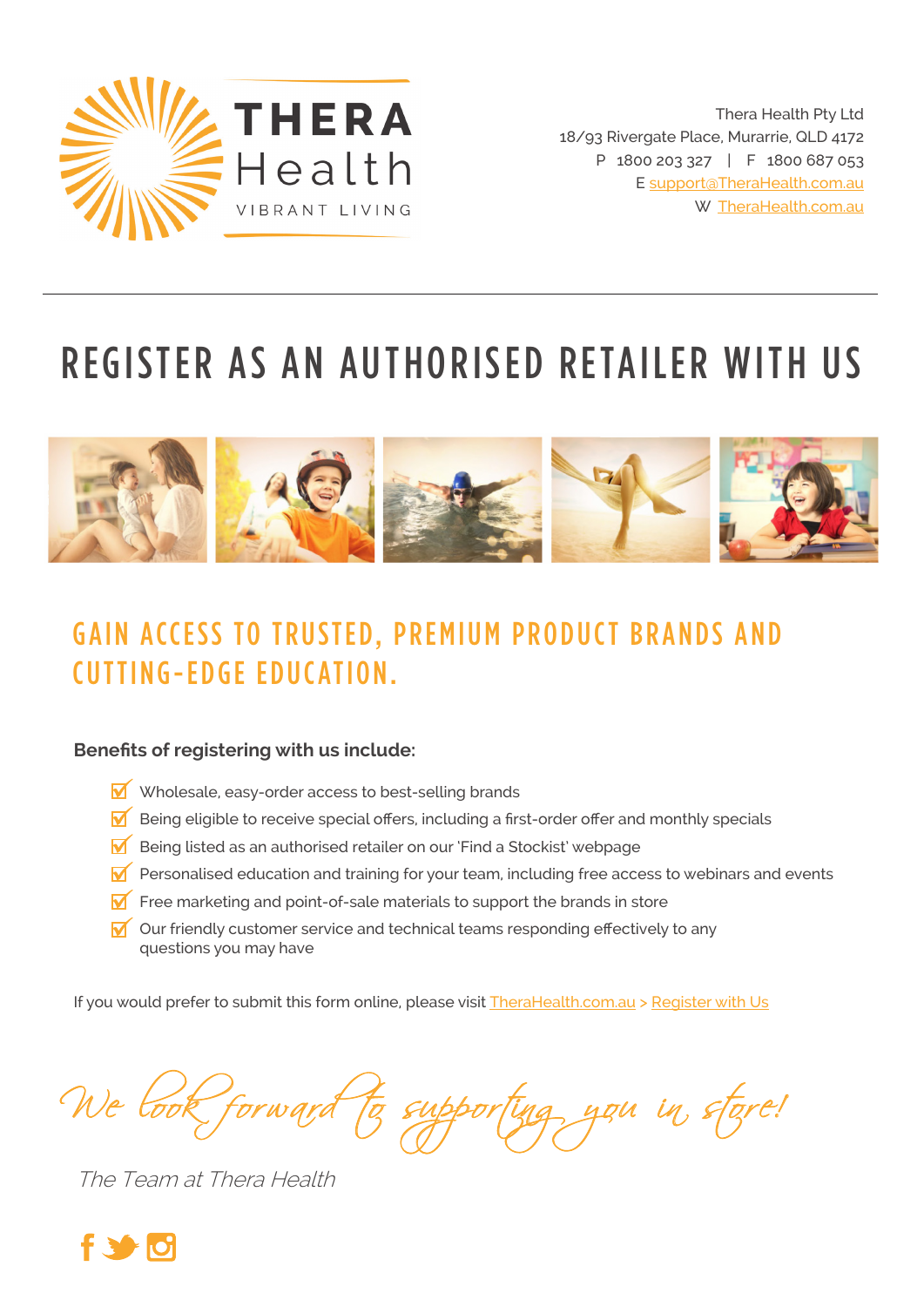THERA Health
VIBRANT LIVING

Thera Health Pty Ltd
18/93 Rivergate Place, Murarrie, QLD 4172
P 1800 203 327 | F 1800 687 053
E support@TheraHealth.com.au
W TheraHealth.com.au

---

# REGISTER AS AN AUTHORISED RETAILER WITH US

## GAIN ACCESS TO TRUSTED, PREMIUM PRODUCT BRANDS AND CUTTING-EDGE EDUCATION.

**Benefits of registering with us include:**

- Wholesale, easy-order access to best-selling brands
- Being eligible to receive special offers, including a first-order offer and monthly specials
- Being listed as an authorised retailer on our 'Find a Stockist' webpage
- Personalised education and training for your team, including free access to webinars and events
- Free marketing and point-of-sale materials to support the brands in store
- Our friendly customer service and technical teams responding effectively to any questions you may have

If you would prefer to submit this form online, please visit TheraHealth.com.au > Register with Us

*We look forward to supporting you in store!*

*The Team at Thera Health*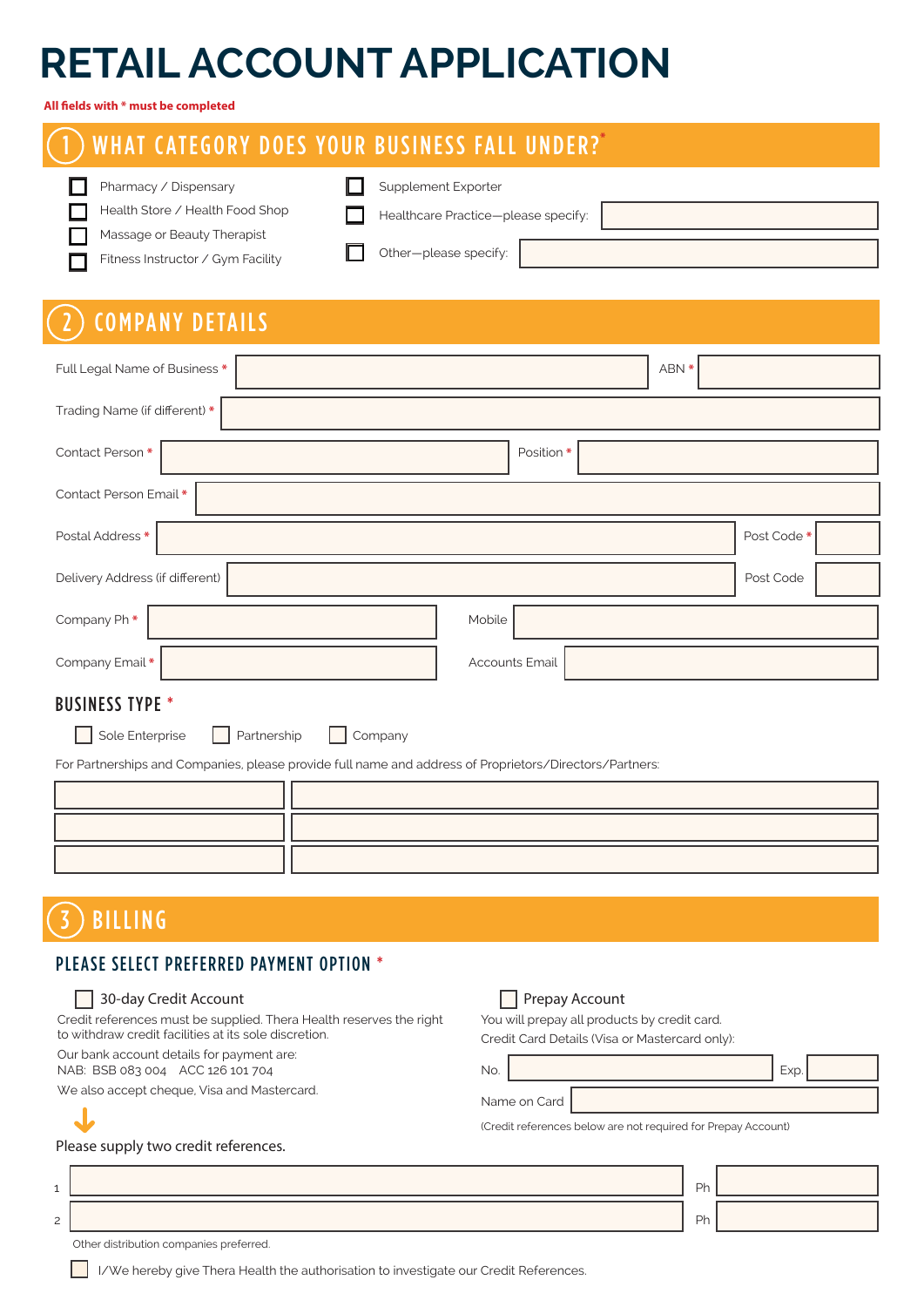# RETAIL ACCOUNT APPLICATION

**All fields with * must be completed**

## 1 WHAT CATEGORY DOES YOUR BUSINESS FALL UNDER?*

- ☐ Pharmacy / Dispensary
- ☐ Health Store / Health Food Shop
- ☐ Massage or Beauty Therapist
- ☐ Fitness Instructor / Gym Facility
- ☐ Supplement Exporter
- ☐ Healthcare Practice—please specify: ____________
- ☐ Other—please specify: ____________

## 2 COMPANY DETAILS

Full Legal Name of Business * ____________ ABN * ____________

Trading Name (if different) * ____________

Contact Person * ____________ Position * ____________

Contact Person Email * ____________

Postal Address * ____________ Post Code * ____________

Delivery Address (if different) ____________ Post Code ____________

Company Ph * ____________ Mobile ____________

Company Email * ____________ Accounts Email ____________

### BUSINESS TYPE *

☐ Sole Enterprise ☐ Partnership ☐ Company

For Partnerships and Companies, please provide full name and address of Proprietors/Directors/Partners:

| | |
|---|---|
| | |
| | |
| | |

## 3 BILLING

### PLEASE SELECT PREFERRED PAYMENT OPTION *

☐ 30-day Credit Account

Credit references must be supplied. Thera Health reserves the right to withdraw credit facilities at its sole discretion.

Our bank account details for payment are:
NAB: BSB 083 004 ACC 126 101 704

We also accept cheque, Visa and Mastercard.

Please supply two credit references.

☐ Prepay Account

You will prepay all products by credit card.
Credit Card Details (Visa or Mastercard only):

No. ____________ Exp. ____________

Name on Card ____________

(Credit references below are not required for Prepay Account)

1 ____________ Ph ____________

2 ____________ Ph ____________

Other distribution companies preferred.

☐ I/We hereby give Thera Health the authorisation to investigate our Credit References.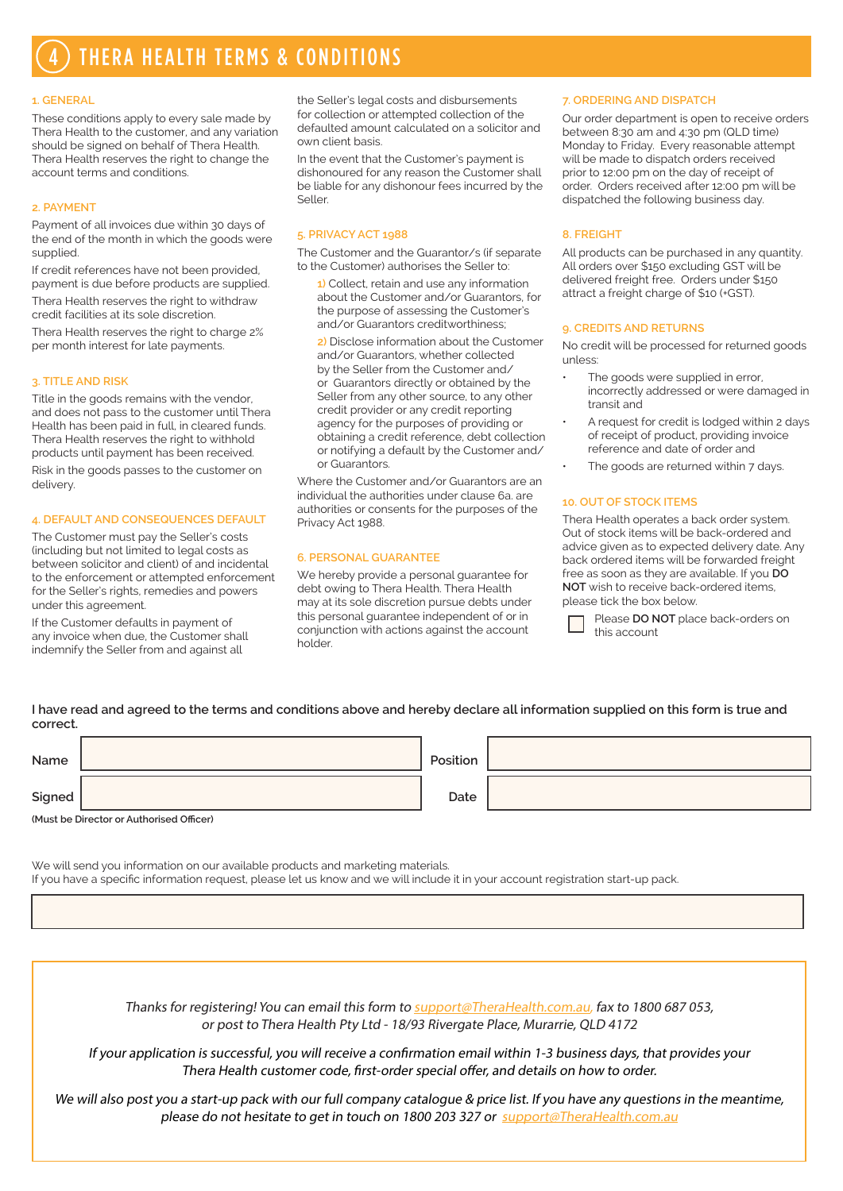# 4 THERA HEALTH TERMS & CONDITIONS

### 1. GENERAL

These conditions apply to every sale made by Thera Health to the customer, and any variation should be signed on behalf of Thera Health. Thera Health reserves the right to change the account terms and conditions.

### 2. PAYMENT

Payment of all invoices due within 30 days of the end of the month in which the goods were supplied.

If credit references have not been provided, payment is due before products are supplied.

Thera Health reserves the right to withdraw credit facilities at its sole discretion.

Thera Health reserves the right to charge 2% per month interest for late payments.

### 3. TITLE AND RISK

Title in the goods remains with the vendor, and does not pass to the customer until Thera Health has been paid in full, in cleared funds. Thera Health reserves the right to withhold products until payment has been received.

Risk in the goods passes to the customer on delivery.

### 4. DEFAULT AND CONSEQUENCES DEFAULT

The Customer must pay the Seller's costs (including but not limited to legal costs as between solicitor and client) of and incidental to the enforcement or attempted enforcement for the Seller's rights, remedies and powers under this agreement.

If the Customer defaults in payment of any invoice when due, the Customer shall indemnify the Seller from and against all the Seller's legal costs and disbursements for collection or attempted collection of the defaulted amount calculated on a solicitor and own client basis.

In the event that the Customer's payment is dishonoured for any reason the Customer shall be liable for any dishonour fees incurred by the Seller.

### 5. PRIVACY ACT 1988

The Customer and the Guarantor/s (if separate to the Customer) authorises the Seller to:

1) Collect, retain and use any information about the Customer and/or Guarantors, for the purpose of assessing the Customer's and/or Guarantors creditworthiness;

2) Disclose information about the Customer and/or Guarantors, whether collected by the Seller from the Customer and/ or Guarantors directly or obtained by the Seller from any other source, to any other credit provider or any credit reporting agency for the purposes of providing or obtaining a credit reference, debt collection or notifying a default by the Customer and/ or Guarantors.

Where the Customer and/or Guarantors are an individual the authorities under clause 6a. are authorities or consents for the purposes of the Privacy Act 1988.

### 6. PERSONAL GUARANTEE

We hereby provide a personal guarantee for debt owing to Thera Health. Thera Health may at its sole discretion pursue debts under this personal guarantee independent of or in conjunction with actions against the account holder.

### 7. ORDERING AND DISPATCH

Our order department is open to receive orders between 8:30 am and 4:30 pm (QLD time) Monday to Friday. Every reasonable attempt will be made to dispatch orders received prior to 12:00 pm on the day of receipt of order. Orders received after 12:00 pm will be dispatched the following business day.

### 8. FREIGHT

All products can be purchased in any quantity. All orders over $150 excluding GST will be delivered freight free. Orders under $150 attract a freight charge of $10 (+GST).

### 9. CREDITS AND RETURNS

No credit will be processed for returned goods unless:

- The goods were supplied in error, incorrectly addressed or were damaged in transit and
- A request for credit is lodged within 2 days of receipt of product, providing invoice reference and date of order and
- The goods are returned within 7 days.

### 10. OUT OF STOCK ITEMS

Thera Health operates a back order system. Out of stock items will be back-ordered and advice given as to expected delivery date. Any back ordered items will be forwarded freight free as soon as they are available. If you **DO NOT** wish to receive back-ordered items, please tick the box below.

☐ Please **DO NOT** place back-orders on this account

**I have read and agreed to the terms and conditions above and hereby declare all information supplied on this form is true and correct.**

| | | | |
|---|---|---|---|
| **Name** | | **Position** | |
| **Signed** | | **Date** | |

**(Must be Director or Authorised Officer)**

We will send you information on our available products and marketing materials.
If you have a specific information request, please let us know and we will include it in your account registration start-up pack.

*Thanks for registering! You can email this form to support@TheraHealth.com.au, fax to 1800 687 053, or post to Thera Health Pty Ltd - 18/93 Rivergate Place, Murarrie, QLD 4172*

*If your application is successful, you will receive a confirmation email within 1-3 business days, that provides your Thera Health customer code, first-order special offer, and details on how to order.*

*We will also post you a start-up pack with our full company catalogue & price list. If you have any questions in the meantime, please do not hesitate to get in touch on 1800 203 327 or support@TheraHealth.com.au*